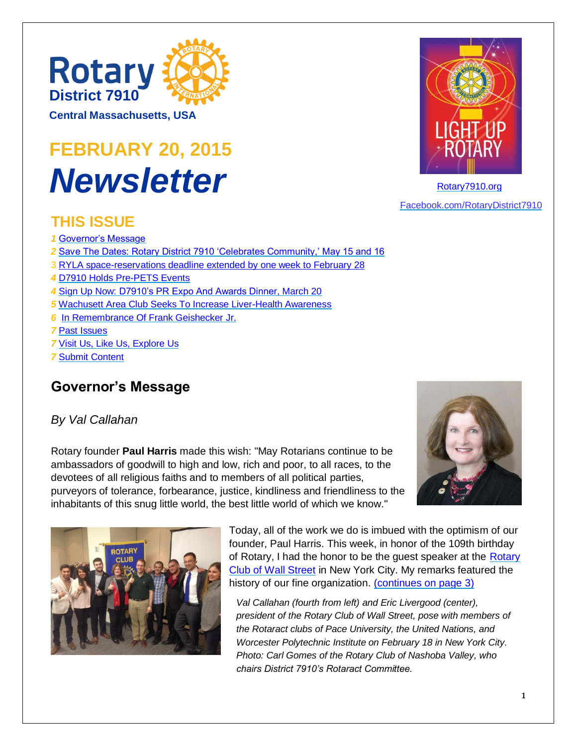# Rotary District 7910

**Central Massachusetts, USA**

## FEBRUARY 20, 2015

# *Newsletter*

[Rotary7910.org](Rotary7910.org)

[Facebook.com/RotaryDistrict7910](Facebook.com/RotaryDistrict7910)

## THIS ISSUE

- *1* Governor's Message
- *2* Save The Dates: Rotary District 7910 'Celebrates Community,' May 15 and 16
- 3 RYLA space-reservations deadline extended by one week to February 28
- *4* D7910 Holds Pre-PETS Events
- *4* Sign Up Now: D7910's PR Expo And Awards Dinner, March 20
- *5* Wachusett Area Club Seeks To Increase Liver-Health Awareness
- *6* In Remembrance Of Frank Geishecker Jr.
- *7* Past Issues
- *7* Visit Us, Like Us, Explore Us
- *7* Submit Content

## Governor's Message

*By Val Callahan*

Rotary founder **Paul Harris** made this wish: "May Rotarians continue to be ambassadors of goodwill to high and low, rich and poor, to all races, to the devotees of all religious faiths and to members of all political parties, purveyors of tolerance, forbearance, justice, kindliness and friendliness to the inhabitants of this snug little world, the best little world of which we know."

Today, all of the work we do is imbued with the optimism of our founder, Paul Harris. This week, in honor of the 109th birthday of Rotary, I had the honor to be the guest speaker at the Rotary Club of Wall Street in New York City. My remarks featured the history of our fine organization. (continues on page 3)

*Val Callahan (fourth from left) and Eric Livergood (center), president of the Rotary Club of Wall Street, pose with members of the Rotaract clubs of Pace University, the United Nations, and Worcester Polytechnic Institute on February 18 in New York City. Photo: Carl Gomes of the Rotary Club of Nashoba Valley, who chairs District 7910's Rotaract Committee.*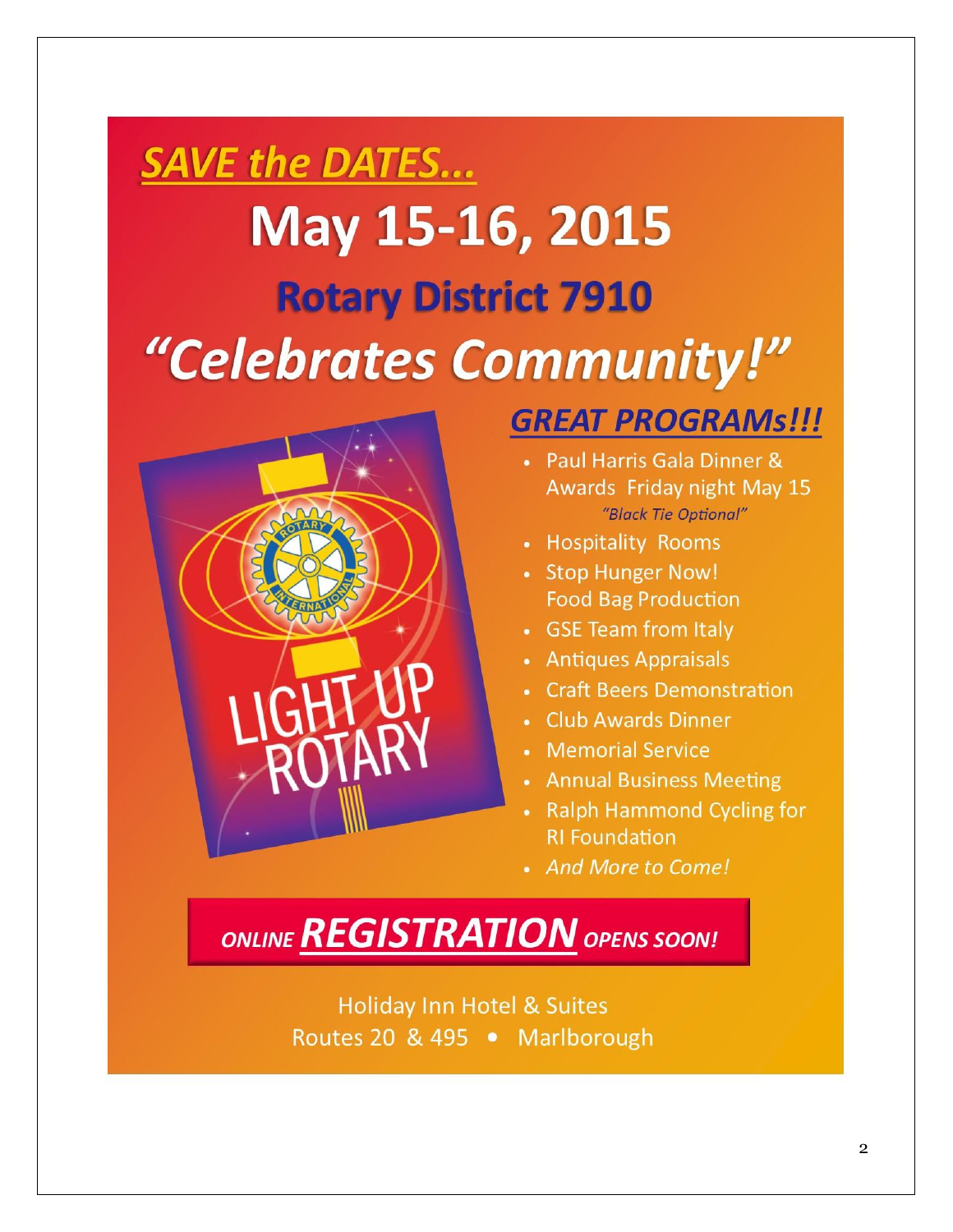## SAVE the DATES...

# May 15-16, 2015

## Rotary District 7910

# *"Celebrates Community!"*

LIGHT UP ROTARY

### *GREAT PROGRAMs!!!*

- Paul Harris Gala Dinner & Awards Friday night May 15
  *"Black Tie Optional"*
- Hospitality Rooms
- Stop Hunger Now! Food Bag Production
- GSE Team from Italy
- Antiques Appraisals
- Craft Beers Demonstration
- Club Awards Dinner
- Memorial Service
- Annual Business Meeting
- Ralph Hammond Cycling for RI Foundation
- *And More to Come!*

***ONLINE REGISTRATION OPENS SOON!***

Holiday Inn Hotel & Suites
Routes 20 & 495 • Marlborough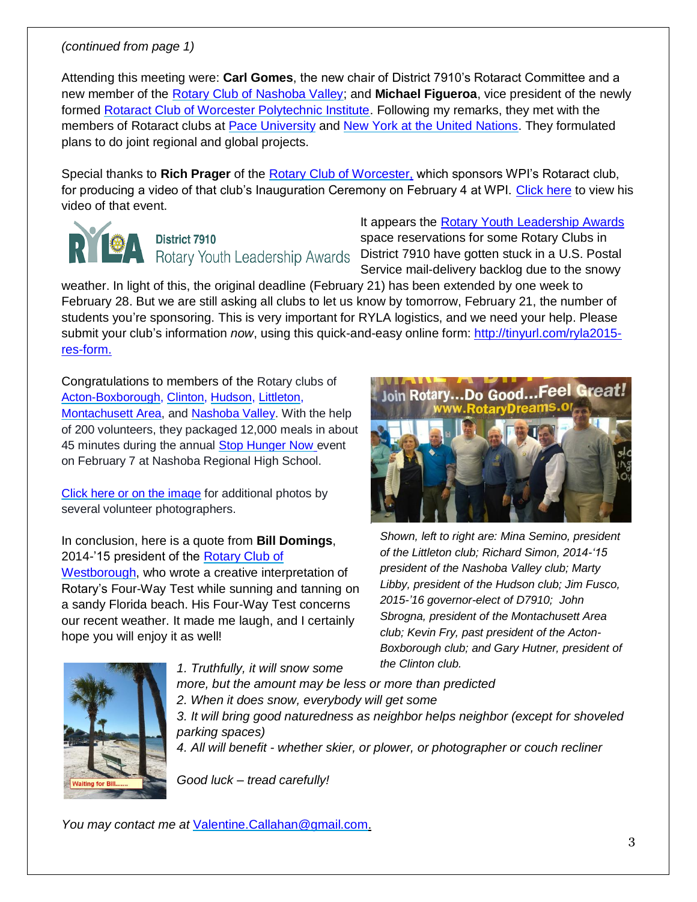*(continued from page 1)*

Attending this meeting were: **Carl Gomes**, the new chair of District 7910's Rotaract Committee and a new member of the Rotary Club of Nashoba Valley; and **Michael Figueroa**, vice president of the newly formed Rotaract Club of Worcester Polytechnic Institute. Following my remarks, they met with the members of Rotaract clubs at Pace University and New York at the United Nations. They formulated plans to do joint regional and global projects.

Special thanks to **Rich Prager** of the Rotary Club of Worcester, which sponsors WPI's Rotaract club, for producing a video of that club's Inauguration Ceremony on February 4 at WPI. Click here to view his video of that event.

It appears the Rotary Youth Leadership Awards space reservations for some Rotary Clubs in District 7910 have gotten stuck in a U.S. Postal Service mail-delivery backlog due to the snowy weather. In light of this, the original deadline (February 21) has been extended by one week to February 28. But we are still asking all clubs to let us know by tomorrow, February 21, the number of students you're sponsoring. This is very important for RYLA logistics, and we need your help. Please submit your club's information *now*, using this quick-and-easy online form: http://tinyurl.com/ryla2015-res-form.

Congratulations to members of the Rotary clubs of Acton-Boxborough, Clinton, Hudson, Littleton, Montachusett Area, and Nashoba Valley. With the help of 200 volunteers, they packaged 12,000 meals in about 45 minutes during the annual Stop Hunger Now event on February 7 at Nashoba Regional High School.

Click here or on the image for additional photos by several volunteer photographers.

*Shown, left to right are: Mina Semino, president of the Littleton club; Richard Simon, 2014-'15 president of the Nashoba Valley club; Marty Libby, president of the Hudson club; Jim Fusco, 2015-'16 governor-elect of D7910; John Sbrogna, president of the Montachusett Area club; Kevin Fry, past president of the Acton-Boxborough club; and Gary Hutner, president of the Clinton club.*

In conclusion, here is a quote from **Bill Domings**, 2014-'15 president of the Rotary Club of Westborough, who wrote a creative interpretation of Rotary's Four-Way Test while sunning and tanning on a sandy Florida beach. His Four-Way Test concerns our recent weather. It made me laugh, and I certainly hope you will enjoy it as well!

*1. Truthfully, it will snow some more, but the amount may be less or more than predicted*
*2. When it does snow, everybody will get some*
*3. It will bring good naturedness as neighbor helps neighbor (except for shoveled parking spaces)*
*4. All will benefit - whether skier, or plower, or photographer or couch recliner*

*Good luck – tread carefully!*

*You may contact me at* Valentine.Callahan@gmail.com.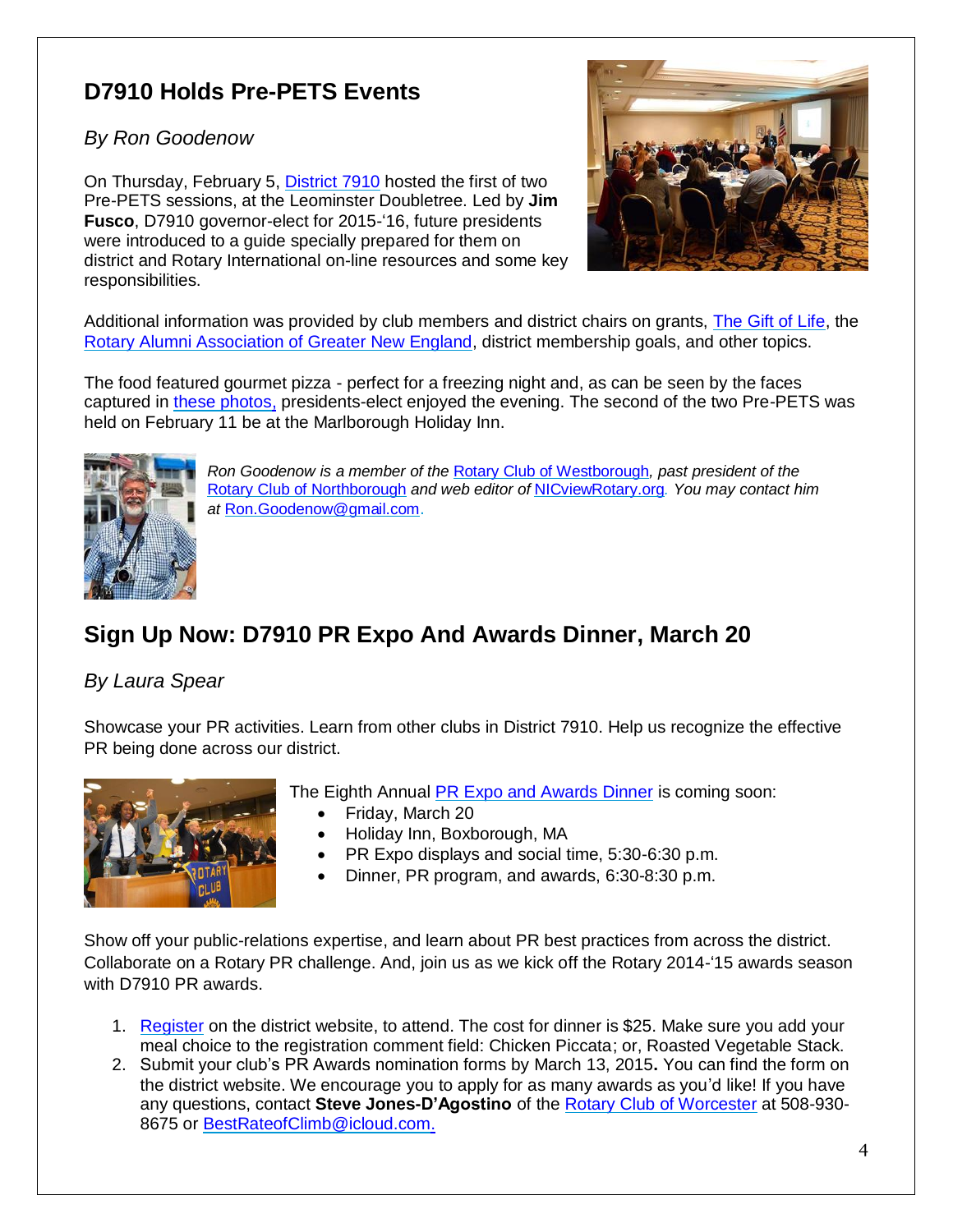## D7910 Holds Pre-PETS Events

*By Ron Goodenow*

On Thursday, February 5, District 7910 hosted the first of two Pre-PETS sessions, at the Leominster Doubletree. Led by **Jim Fusco**, D7910 governor-elect for 2015-'16, future presidents were introduced to a guide specially prepared for them on district and Rotary International on-line resources and some key responsibilities.

Additional information was provided by club members and district chairs on grants, The Gift of Life, the Rotary Alumni Association of Greater New England, district membership goals, and other topics.

The food featured gourmet pizza - perfect for a freezing night and, as can be seen by the faces captured in these photos, presidents-elect enjoyed the evening. The second of the two Pre-PETS was held on February 11 be at the Marlborough Holiday Inn.

*Ron Goodenow is a member of the Rotary Club of Westborough, past president of the Rotary Club of Northborough and web editor of NICviewRotary.org. You may contact him at Ron.Goodenow@gmail.com.*

## Sign Up Now: D7910 PR Expo And Awards Dinner, March 20

*By Laura Spear*

Showcase your PR activities. Learn from other clubs in District 7910. Help us recognize the effective PR being done across our district.

The Eighth Annual PR Expo and Awards Dinner is coming soon:

- Friday, March 20
- Holiday Inn, Boxborough, MA
- PR Expo displays and social time, 5:30-6:30 p.m.
- Dinner, PR program, and awards, 6:30-8:30 p.m.

Show off your public-relations expertise, and learn about PR best practices from across the district. Collaborate on a Rotary PR challenge. And, join us as we kick off the Rotary 2014-'15 awards season with D7910 PR awards.

1. Register on the district website, to attend. The cost for dinner is $25. Make sure you add your meal choice to the registration comment field: Chicken Piccata; or, Roasted Vegetable Stack.
2. Submit your club's PR Awards nomination forms by March 13, 2015**.** You can find the form on the district website. We encourage you to apply for as many awards as you'd like! If you have any questions, contact **Steve Jones-D'Agostino** of the Rotary Club of Worcester at 508-930-8675 or BestRateofClimb@icloud.com.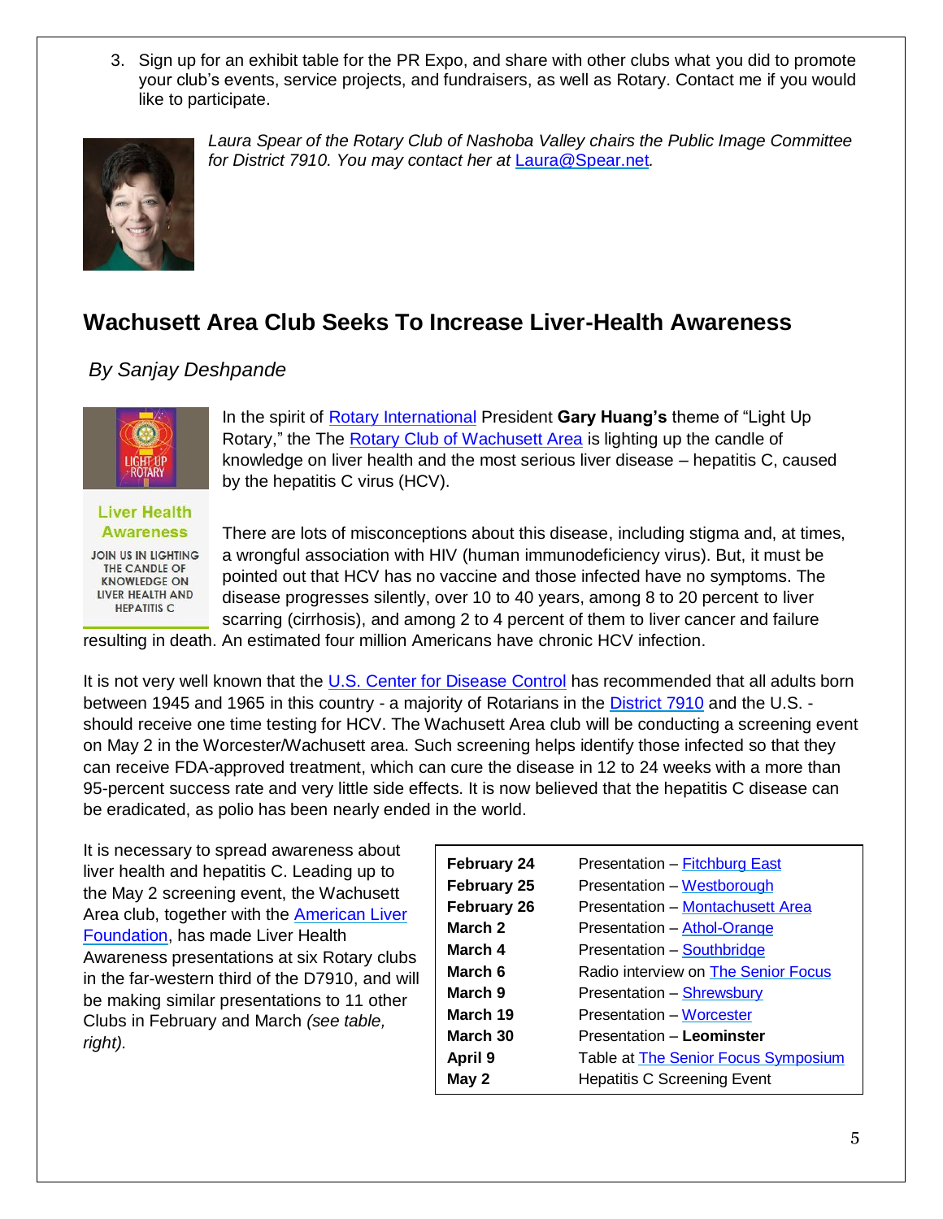3. Sign up for an exhibit table for the PR Expo, and share with other clubs what you did to promote your club's events, service projects, and fundraisers, as well as Rotary. Contact me if you would like to participate.

*Laura Spear of the Rotary Club of Nashoba Valley chairs the Public Image Committee for District 7910. You may contact her at Laura@Spear.net.*

## Wachusett Area Club Seeks To Increase Liver-Health Awareness

*By Sanjay Deshpande*

LIGHT UP ROTARY

**Liver Health Awareness**

JOIN US IN LIGHTING THE CANDLE OF KNOWLEDGE ON LIVER HEALTH AND HEPATITIS C

In the spirit of Rotary International President **Gary Huang's** theme of "Light Up Rotary," the The Rotary Club of Wachusett Area is lighting up the candle of knowledge on liver health and the most serious liver disease – hepatitis C, caused by the hepatitis C virus (HCV).

There are lots of misconceptions about this disease, including stigma and, at times, a wrongful association with HIV (human immunodeficiency virus). But, it must be pointed out that HCV has no vaccine and those infected have no symptoms. The disease progresses silently, over 10 to 40 years, among 8 to 20 percent to liver scarring (cirrhosis), and among 2 to 4 percent of them to liver cancer and failure resulting in death. An estimated four million Americans have chronic HCV infection.

It is not very well known that the U.S. Center for Disease Control has recommended that all adults born between 1945 and 1965 in this country - a majority of Rotarians in the District 7910 and the U.S. - should receive one time testing for HCV. The Wachusett Area club will be conducting a screening event on May 2 in the Worcester/Wachusett area. Such screening helps identify those infected so that they can receive FDA-approved treatment, which can cure the disease in 12 to 24 weeks with a more than 95-percent success rate and very little side effects. It is now believed that the hepatitis C disease can be eradicated, as polio has been nearly ended in the world.

It is necessary to spread awareness about liver health and hepatitis C. Leading up to the May 2 screening event, the Wachusett Area club, together with the American Liver Foundation, has made Liver Health Awareness presentations at six Rotary clubs in the far-western third of the D7910, and will be making similar presentations to 11 other Clubs in February and March *(see table, right).*

| | |
|---|---|
| **February 24** | Presentation – Fitchburg East |
| **February 25** | Presentation – Westborough |
| **February 26** | Presentation – Montachusett Area |
| **March 2** | Presentation – Athol-Orange |
| **March 4** | Presentation – Southbridge |
| **March 6** | Radio interview on The Senior Focus |
| **March 9** | Presentation – Shrewsbury |
| **March 19** | Presentation – Worcester |
| **March 30** | Presentation – **Leominster** |
| **April 9** | Table at The Senior Focus Symposium |
| **May 2** | Hepatitis C Screening Event |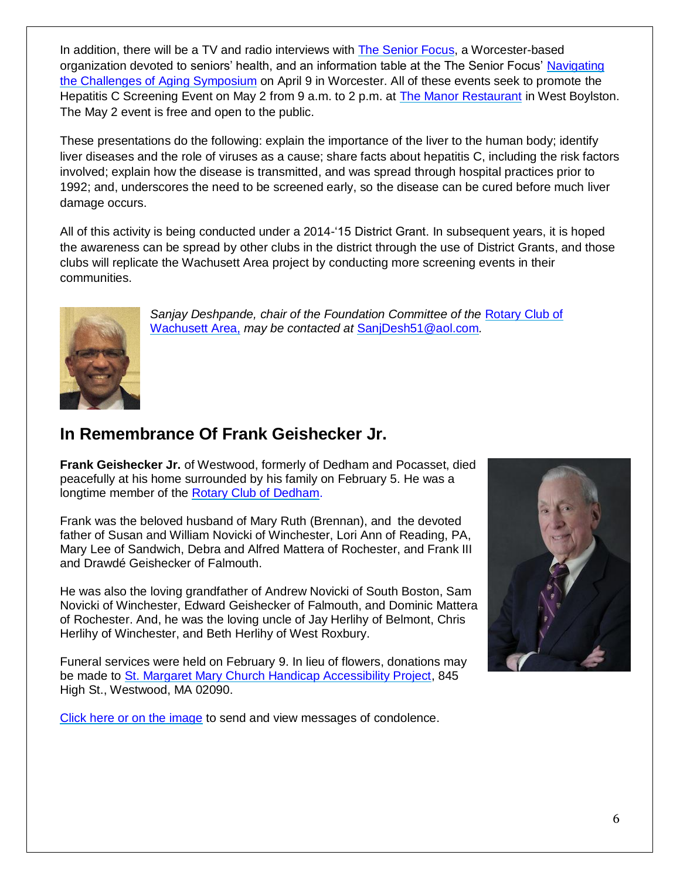In addition, there will be a TV and radio interviews with The Senior Focus, a Worcester-based organization devoted to seniors' health, and an information table at the The Senior Focus' Navigating the Challenges of Aging Symposium on April 9 in Worcester. All of these events seek to promote the Hepatitis C Screening Event on May 2 from 9 a.m. to 2 p.m. at The Manor Restaurant in West Boylston. The May 2 event is free and open to the public.

These presentations do the following: explain the importance of the liver to the human body; identify liver diseases and the role of viruses as a cause; share facts about hepatitis C, including the risk factors involved; explain how the disease is transmitted, and was spread through hospital practices prior to 1992; and, underscores the need to be screened early, so the disease can be cured before much liver damage occurs.

All of this activity is being conducted under a 2014-'15 District Grant. In subsequent years, it is hoped the awareness can be spread by other clubs in the district through the use of District Grants, and those clubs will replicate the Wachusett Area project by conducting more screening events in their communities.

*Sanjay Deshpande, chair of the Foundation Committee of the Rotary Club of Wachusett Area, may be contacted at SanjDesh51@aol.com.*

## In Remembrance Of Frank Geishecker Jr.

**Frank Geishecker Jr.** of Westwood, formerly of Dedham and Pocasset, died peacefully at his home surrounded by his family on February 5. He was a longtime member of the Rotary Club of Dedham.

Frank was the beloved husband of Mary Ruth (Brennan), and the devoted father of Susan and William Novicki of Winchester, Lori Ann of Reading, PA, Mary Lee of Sandwich, Debra and Alfred Mattera of Rochester, and Frank III and Drawdé Geishecker of Falmouth.

He was also the loving grandfather of Andrew Novicki of South Boston, Sam Novicki of Winchester, Edward Geishecker of Falmouth, and Dominic Mattera of Rochester. And, he was the loving uncle of Jay Herlihy of Belmont, Chris Herlihy of Winchester, and Beth Herlihy of West Roxbury.

Funeral services were held on February 9. In lieu of flowers, donations may be made to St. Margaret Mary Church Handicap Accessibility Project, 845 High St., Westwood, MA 02090.

Click here or on the image to send and view messages of condolence.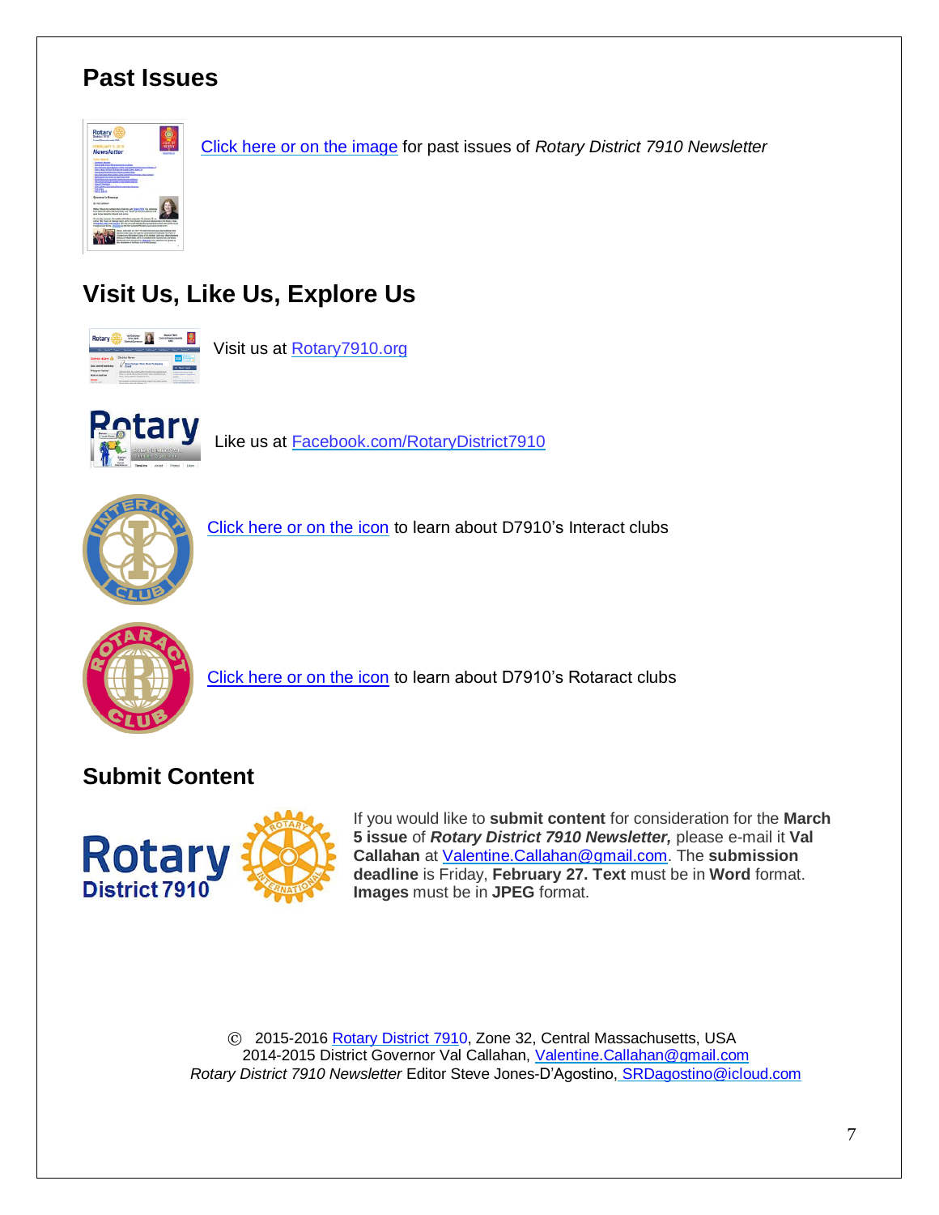## Past Issues

Click here or on the image for past issues of *Rotary District 7910 Newsletter*

## Visit Us, Like Us, Explore Us

Visit us at Rotary7910.org

Like us at Facebook.com/RotaryDistrict7910

Click here or on the icon to learn about D7910's Interact clubs

Click here or on the icon to learn about D7910's Rotaract clubs

## Submit Content

If you would like to **submit content** for consideration for the **March 5 issue** of ***Rotary District 7910 Newsletter,*** please e-mail it **Val Callahan** at Valentine.Callahan@gmail.com. The **submission deadline** is Friday, **February 27. Text** must be in **Word** format. **Images** must be in **JPEG** format.

© 2015-2016 Rotary District 7910, Zone 32, Central Massachusetts, USA
2014-2015 District Governor Val Callahan, Valentine.Callahan@gmail.com
*Rotary District 7910 Newsletter* Editor Steve Jones-D'Agostino, SRDagostino@icloud.com